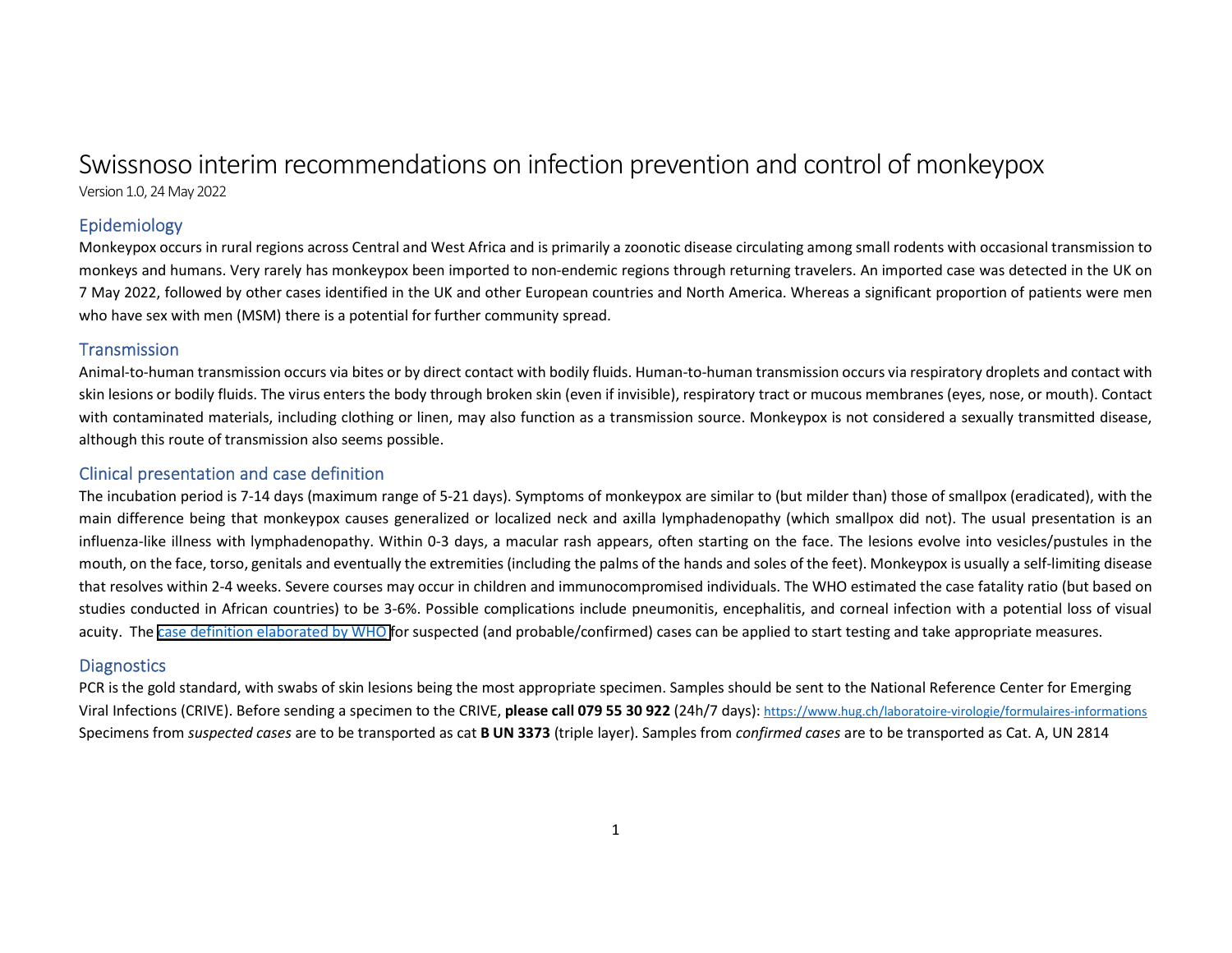# Swissnoso interim recommendations on infection prevention and control of monkeypox

Version 1.0, 24 May 2022

## Epidemiology

Monkeypox occurs in rural regions across Central and West Africa and is primarily a zoonotic disease circulating among small rodents with occasional transmission to monkeys and humans. Very rarely has monkeypox been imported to non-endemic regions through returning travelers. An imported case was detected in the UK on 7 May 2022, followed by other cases identified in the UK and other European countries and North America. Whereas a significant proportion of patients were men who have sex with men (MSM) there is a potential for further community spread.

## Transmission

Animal-to-human transmission occurs via bites or by direct contact with bodily fluids. Human-to-human transmission occurs via respiratory droplets and contact with skin lesions or bodily fluids. The virus enters the body through broken skin (even if invisible), respiratory tract or mucous membranes (eyes, nose, or mouth). Contact with contaminated materials, including clothing or linen, may also function as a transmission source. Monkeypox is not considered a sexually transmitted disease, although this route of transmission also seems possible.

## Clinical presentation and case definition

The incubation period is 7-14 days (maximum range of 5-21 days). Symptoms of monkeypox are similar to (but milder than) those of smallpox (eradicated), with the main difference being that monkeypox causes generalized or localized neck and axilla lymphadenopathy (which smallpox did not). The usual presentation is an influenza-like illness with lymphadenopathy. Within 0-3 days, a macular rash appears, often starting on the face. The lesions evolve into vesicles/pustules in the mouth, on the face, torso, genitals and eventually the extremities (including the palms of the hands and soles of the feet). Monkeypox is usually a self-limiting disease that resolves within 2-4 weeks. Severe courses may occur in children and immunocompromised individuals. The WHO estimated the case fatality ratio (but based on studies conducted in African countries) to be 3-6%. Possible complications include pneumonitis, encephalitis, and corneal infection with a potential loss of visual acuity. The case definition elaborated by WHO for suspected (and probable/confirmed) cases can be applied to start testing and take appropriate measures.

## Diagnostics

PCR is the gold standard, with swabs of skin lesions being the most appropriate specimen. Samples should be sent to the National Reference Center for Emerging Viral Infections (CRIVE). Before sending a specimen to the CRIVE, **please call 079 55 30 922** (24h/7 days): https://www.hug.ch/laboratoire-virologie/formulaires-informations

Specimens from *suspected cases* are to be transported as cat **B UN 3373** (triple layer). Samples from *confirmed cases* are to be transported as Cat. A, UN 2814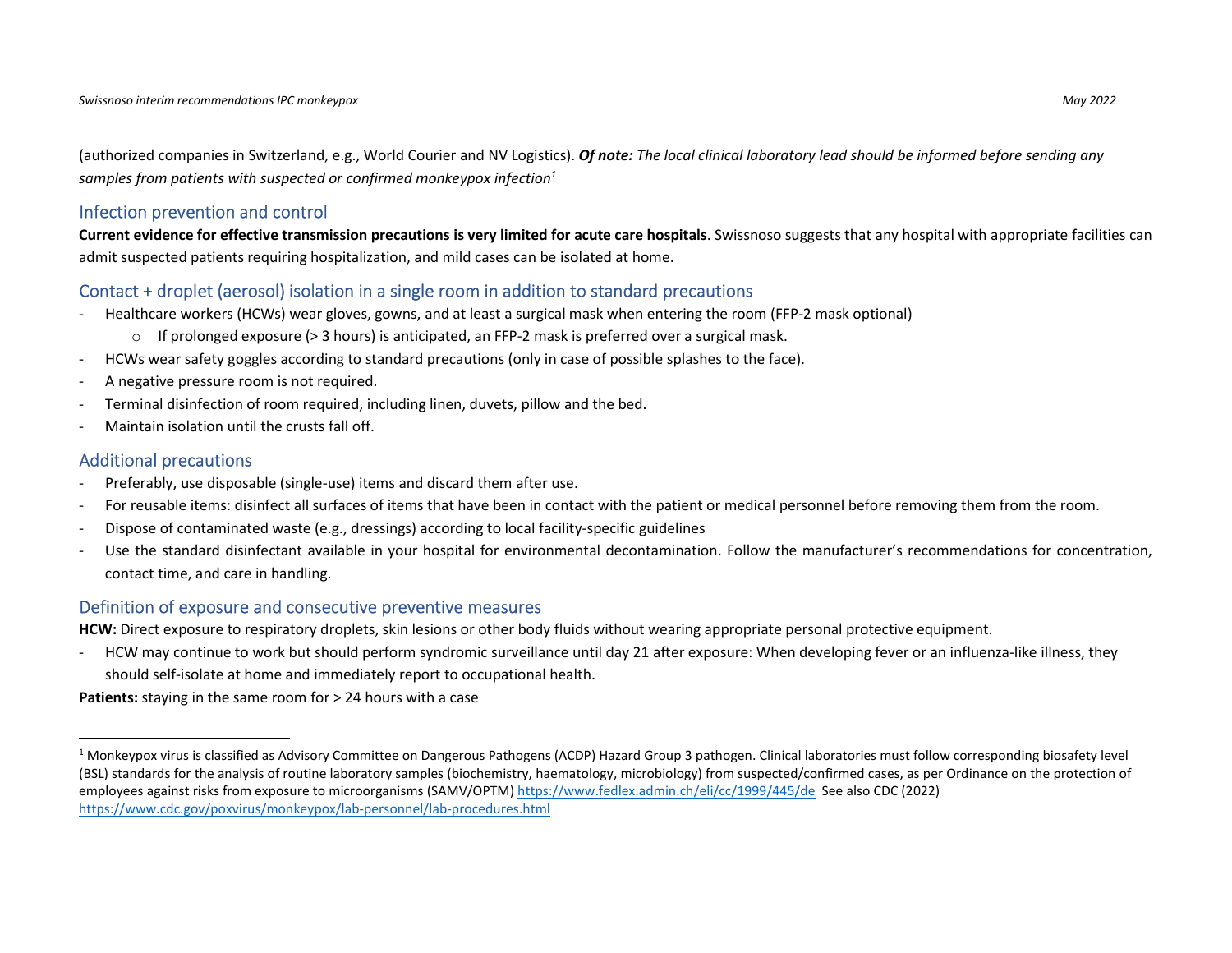(authorized companies in Switzerland, e.g., World Courier and NV Logistics). ***Of note:*** *The local clinical laboratory lead should be informed before sending any samples from patients with suspected or confirmed monkeypox infection*[1]

## Infection prevention and control

**Current evidence for effective transmission precautions is very limited for acute care hospitals**. Swissnoso suggests that any hospital with appropriate facilities can admit suspected patients requiring hospitalization, and mild cases can be isolated at home.

## Contact + droplet (aerosol) isolation in a single room in addition to standard precautions

- Healthcare workers (HCWs) wear gloves, gowns, and at least a surgical mask when entering the room (FFP-2 mask optional)
    - If prolonged exposure (> 3 hours) is anticipated, an FFP-2 mask is preferred over a surgical mask.
- HCWs wear safety goggles according to standard precautions (only in case of possible splashes to the face).
- A negative pressure room is not required.
- Terminal disinfection of room required, including linen, duvets, pillow and the bed.
- Maintain isolation until the crusts fall off.

## Additional precautions

- Preferably, use disposable (single-use) items and discard them after use.
- For reusable items: disinfect all surfaces of items that have been in contact with the patient or medical personnel before removing them from the room.
- Dispose of contaminated waste (e.g., dressings) according to local facility-specific guidelines
- Use the standard disinfectant available in your hospital for environmental decontamination. Follow the manufacturer's recommendations for concentration, contact time, and care in handling.

## Definition of exposure and consecutive preventive measures

**HCW:** Direct exposure to respiratory droplets, skin lesions or other body fluids without wearing appropriate personal protective equipment.

- HCW may continue to work but should perform syndromic surveillance until day 21 after exposure: When developing fever or an influenza-like illness, they should self-isolate at home and immediately report to occupational health.

**Patients:** staying in the same room for > 24 hours with a case

---

[1] Monkeypox virus is classified as Advisory Committee on Dangerous Pathogens (ACDP) Hazard Group 3 pathogen. Clinical laboratories must follow corresponding biosafety level (BSL) standards for the analysis of routine laboratory samples (biochemistry, haematology, microbiology) from suspected/confirmed cases, as per Ordinance on the protection of employees against risks from exposure to microorganisms (SAMV/OPTM) https://www.fedlex.admin.ch/eli/cc/1999/445/de See also CDC (2022) https://www.cdc.gov/poxvirus/monkeypox/lab-personnel/lab-procedures.html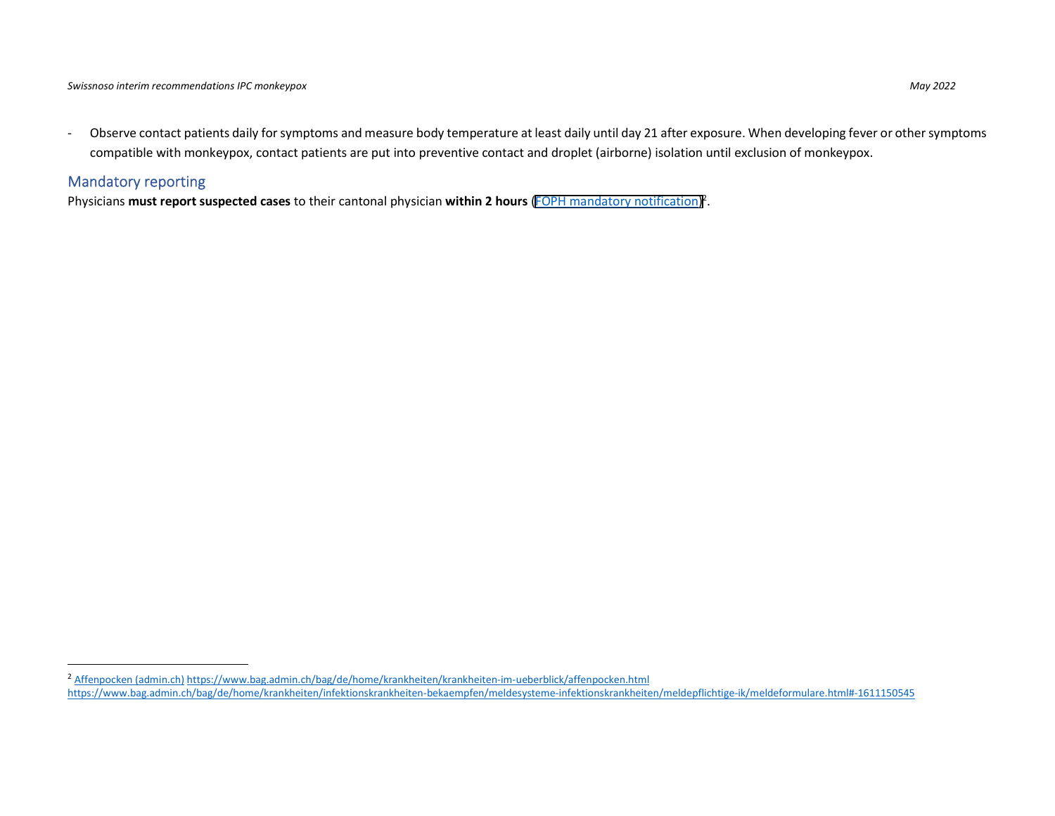- Observe contact patients daily for symptoms and measure body temperature at least daily until day 21 after exposure. When developing fever or other symptoms compatible with monkeypox, contact patients are put into preventive contact and droplet (airborne) isolation until exclusion of monkeypox.

## Mandatory reporting

Physicians **must report suspected cases** to their cantonal physician **within 2 hours** (FOPH mandatory notification)[2].

---

[2] Affenpocken (admin.ch) https://www.bag.admin.ch/bag/de/home/krankheiten/krankheiten-im-ueberblick/affenpocken.html https://www.bag.admin.ch/bag/de/home/krankheiten/infektionskrankheiten-bekaempfen/meldesysteme-infektionskrankheiten/meldepflichtige-ik/meldeformulare.html#-1611150545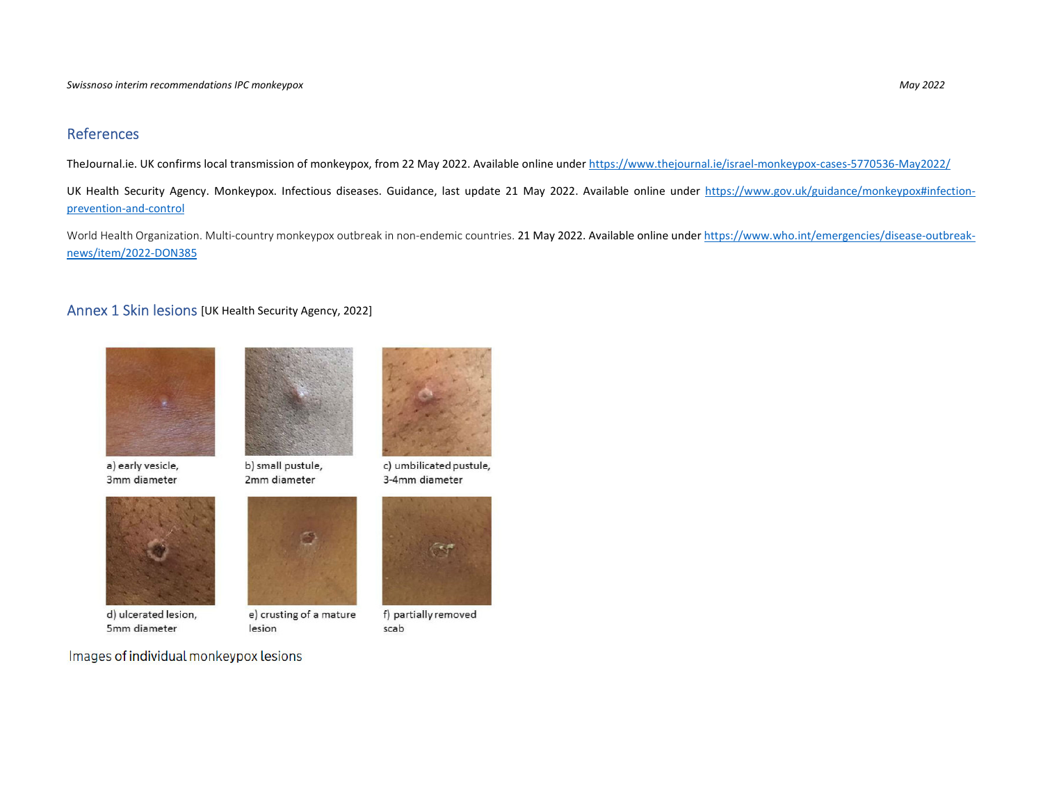## References

TheJournal.ie. UK confirms local transmission of monkeypox, from 22 May 2022. Available online under https://www.thejournal.ie/israel-monkeypox-cases-5770536-May2022/

UK Health Security Agency. Monkeypox. Infectious diseases. Guidance, last update 21 May 2022. Available online under https://www.gov.uk/guidance/monkeypox#infection-prevention-and-control

World Health Organization. Multi-country monkeypox outbreak in non-endemic countries. 21 May 2022. Available online under https://www.who.int/emergencies/disease-outbreak-news/item/2022-DON385

## Annex 1 Skin lesions [UK Health Security Agency, 2022]

a) early vesicle, 3mm diameter

b) small pustule, 2mm diameter

c) umbilicated pustule, 3-4mm diameter

d) ulcerated lesion, 5mm diameter

e) crusting of a mature lesion

f) partially removed scab

Images of individual monkeypox lesions